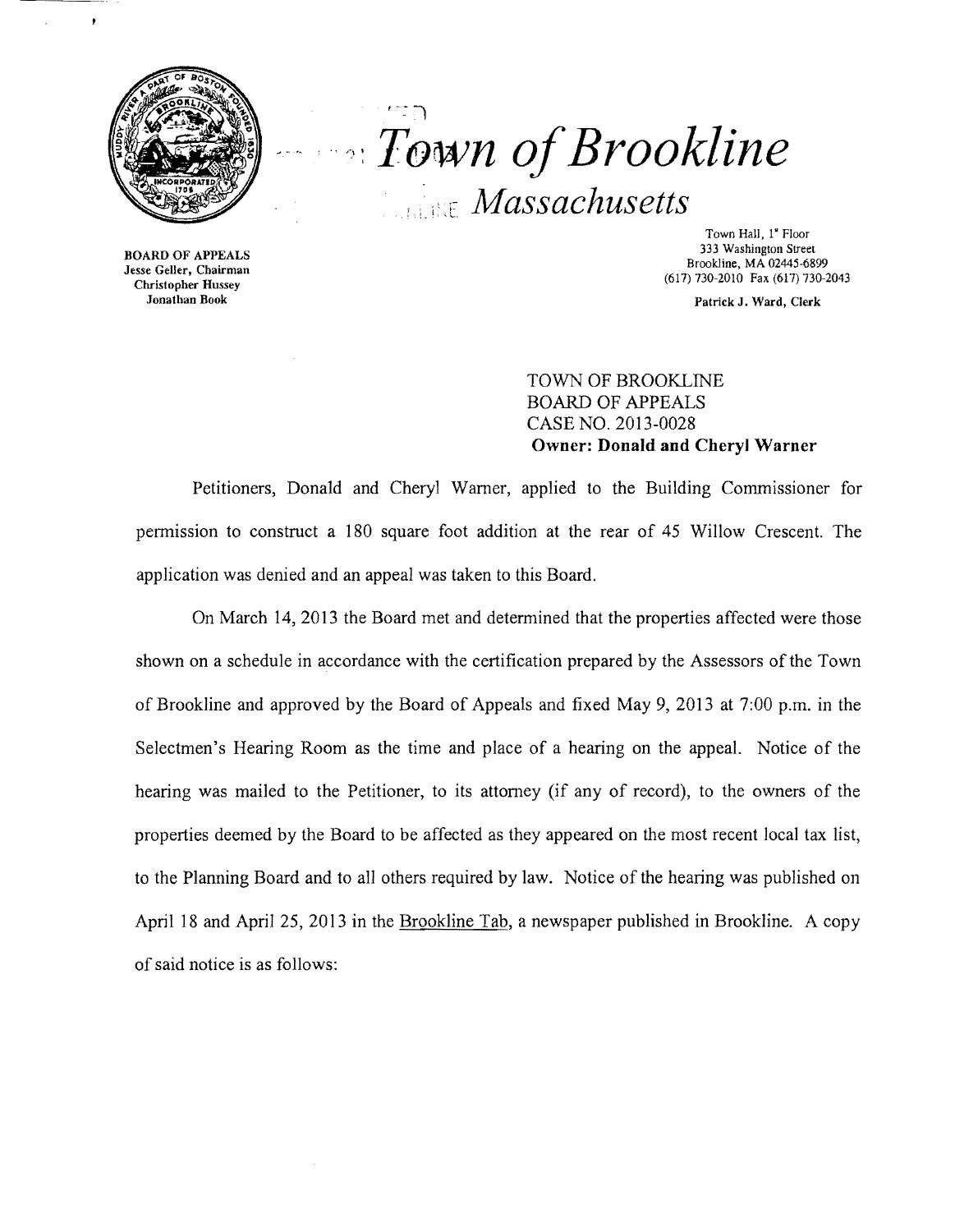# Town of Brookline

## Massachusetts

BOARD OF APPEALS
Jesse Geller, Chairman
Christopher Hussey
Jonathan Book

Town Hall, 1st Floor
333 Washington Street
Brookline, MA 02445-6899
(617) 730-2010 Fax (617) 730-2043

Patrick J. Ward, Clerk

TOWN OF BROOKLINE
BOARD OF APPEALS
CASE NO. 2013-0028
**Owner: Donald and Cheryl Warner**

Petitioners, Donald and Cheryl Warner, applied to the Building Commissioner for permission to construct a 180 square foot addition at the rear of 45 Willow Crescent. The application was denied and an appeal was taken to this Board.

On March 14, 2013 the Board met and determined that the properties affected were those shown on a schedule in accordance with the certification prepared by the Assessors of the Town of Brookline and approved by the Board of Appeals and fixed May 9, 2013 at 7:00 p.m. in the Selectmen's Hearing Room as the time and place of a hearing on the appeal. Notice of the hearing was mailed to the Petitioner, to its attorney (if any of record), to the owners of the properties deemed by the Board to be affected as they appeared on the most recent local tax list, to the Planning Board and to all others required by law. Notice of the hearing was published on April 18 and April 25, 2013 in the Brookline Tab, a newspaper published in Brookline. A copy of said notice is as follows: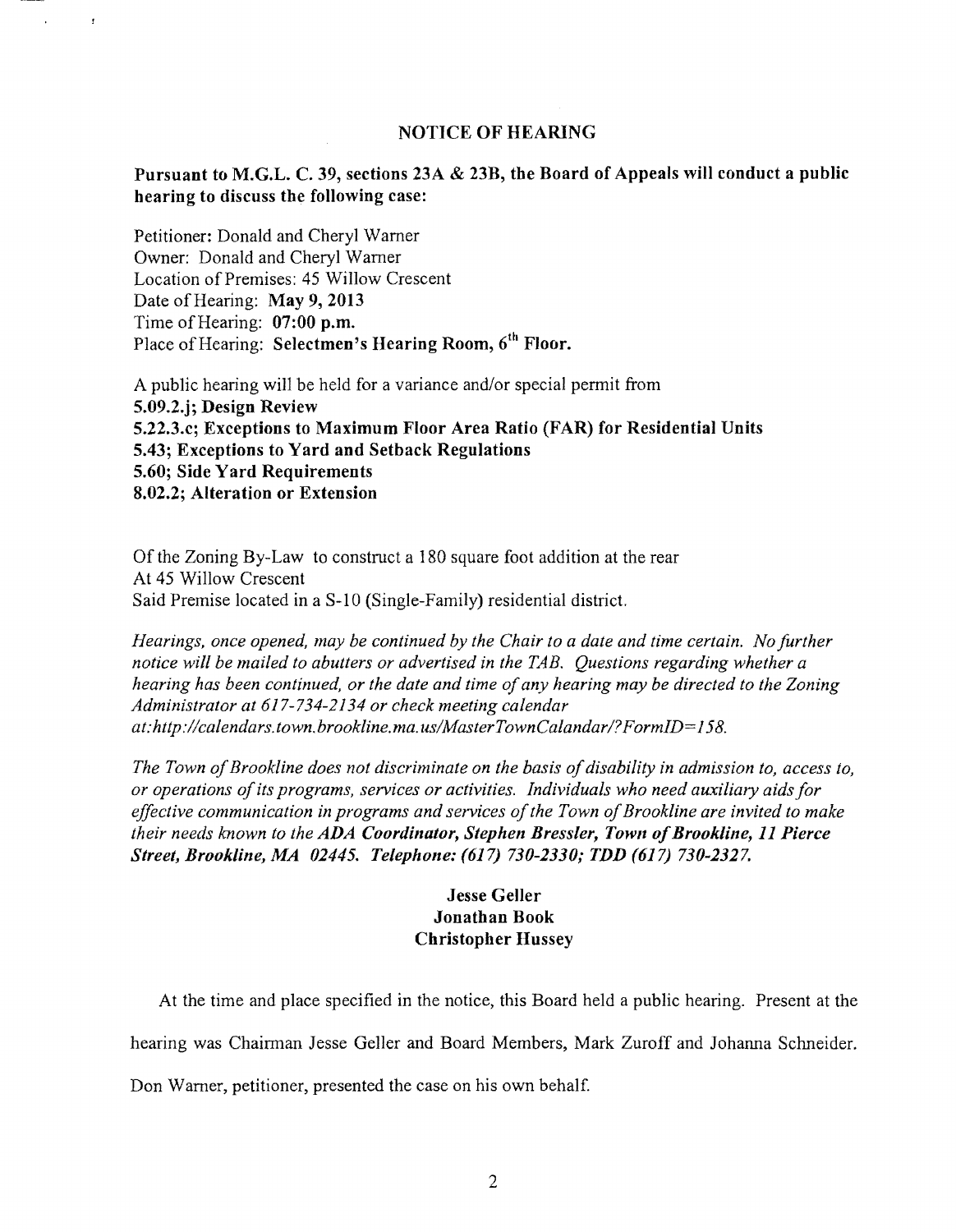## NOTICE OF HEARING

**Pursuant to M.G.L. C. 39, sections 23A & 23B, the Board of Appeals will conduct a public hearing to discuss the following case:**

Petitioner: Donald and Cheryl Warner
Owner: Donald and Cheryl Warner
Location of Premises: 45 Willow Crescent
Date of Hearing: **May 9, 2013**
Time of Hearing: **07:00 p.m.**
Place of Hearing: **Selectmen's Hearing Room, 6th Floor.**

A public hearing will be held for a variance and/or special permit from
**5.09.2.j; Design Review**
**5.22.3.c; Exceptions to Maximum Floor Area Ratio (FAR) for Residential Units**
**5.43; Exceptions to Yard and Setback Regulations**
**5.60; Side Yard Requirements**
**8.02.2; Alteration or Extension**

Of the Zoning By-Law to construct a 180 square foot addition at the rear
At 45 Willow Crescent
Said Premise located in a S-10 (Single-Family) residential district.

*Hearings, once opened, may be continued by the Chair to a date and time certain. No further notice will be mailed to abutters or advertised in the TAB. Questions regarding whether a hearing has been continued, or the date and time of any hearing may be directed to the Zoning Administrator at 617-734-2134 or check meeting calendar at:http://calendars.town.brookline.ma.us/MasterTownCalandar/?FormID=158.*

*The Town of Brookline does not discriminate on the basis of disability in admission to, access to, or operations of its programs, services or activities. Individuals who need auxiliary aids for effective communication in programs and services of the Town of Brookline are invited to make their needs known to the* ***ADA Coordinator, Stephen Bressler, Town of Brookline, 11 Pierce Street, Brookline, MA 02445. Telephone: (617) 730-2330; TDD (617) 730-2327.***

**Jesse Geller**
**Jonathan Book**
**Christopher Hussey**

At the time and place specified in the notice, this Board held a public hearing. Present at the hearing was Chairman Jesse Geller and Board Members, Mark Zuroff and Johanna Schneider. Don Warner, petitioner, presented the case on his own behalf.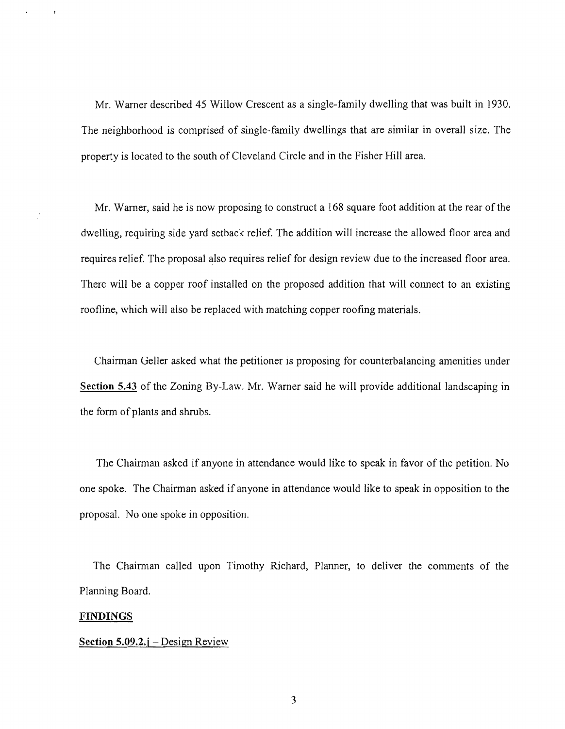Mr. Warner described 45 Willow Crescent as a single-family dwelling that was built in 1930. The neighborhood is comprised of single-family dwellings that are similar in overall size. The property is located to the south of Cleveland Circle and in the Fisher Hill area.

Mr. Warner, said he is now proposing to construct a 168 square foot addition at the rear of the dwelling, requiring side yard setback relief. The addition will increase the allowed floor area and requires relief. The proposal also requires relief for design review due to the increased floor area. There will be a copper roof installed on the proposed addition that will connect to an existing roofline, which will also be replaced with matching copper roofing materials.

Chairman Geller asked what the petitioner is proposing for counterbalancing amenities under **Section 5.43** of the Zoning By-Law. Mr. Warner said he will provide additional landscaping in the form of plants and shrubs.

The Chairman asked if anyone in attendance would like to speak in favor of the petition. No one spoke. The Chairman asked if anyone in attendance would like to speak in opposition to the proposal. No one spoke in opposition.

The Chairman called upon Timothy Richard, Planner, to deliver the comments of the Planning Board.

**FINDINGS**

**Section 5.09.2.j** – Design Review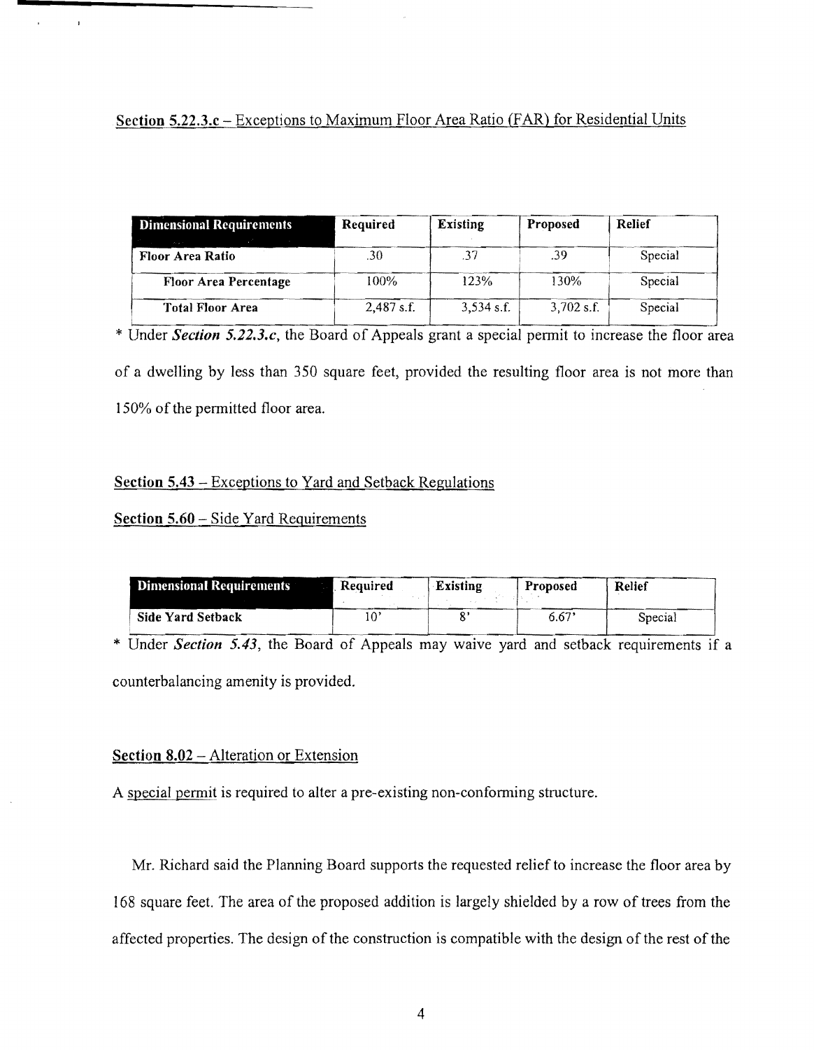Section 5.22.3.c – Exceptions to Maximum Floor Area Ratio (FAR) for Residential Units

| Dimensional Requirements | Required | Existing | Proposed | Relief |
|---|---|---|---|---|
| Floor Area Ratio | .30 | .37 | .39 | Special |
| Floor Area Percentage | 100% | 123% | 130% | Special |
| Total Floor Area | 2,487 s.f. | 3,534 s.f. | 3,702 s.f. | Special |

* Under ***Section 5.22.3.c***, the Board of Appeals grant a special permit to increase the floor area of a dwelling by less than 350 square feet, provided the resulting floor area is not more than 150% of the permitted floor area.

Section 5.43 – Exceptions to Yard and Setback Regulations

Section 5.60 – Side Yard Requirements

| Dimensional Requirements | Required | Existing | Proposed | Relief |
|---|---|---|---|---|
| Side Yard Setback | 10' | 8' | 6.67' | Special |

* Under ***Section 5.43***, the Board of Appeals may waive yard and setback requirements if a counterbalancing amenity is provided.

Section 8.02 – Alteration or Extension

A special permit is required to alter a pre-existing non-conforming structure.

Mr. Richard said the Planning Board supports the requested relief to increase the floor area by 168 square feet. The area of the proposed addition is largely shielded by a row of trees from the affected properties. The design of the construction is compatible with the design of the rest of the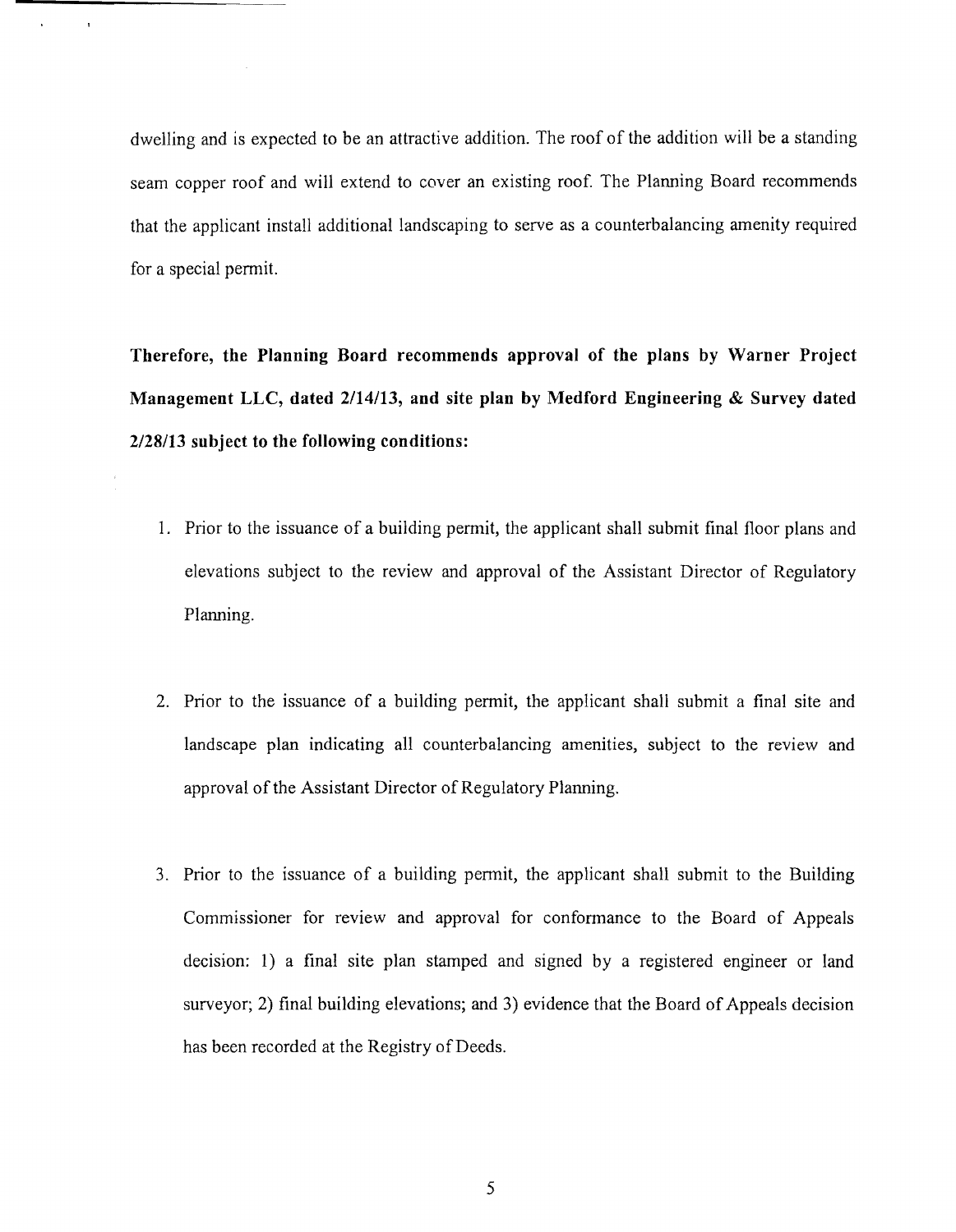dwelling and is expected to be an attractive addition. The roof of the addition will be a standing seam copper roof and will extend to cover an existing roof. The Planning Board recommends that the applicant install additional landscaping to serve as a counterbalancing amenity required for a special permit.

**Therefore, the Planning Board recommends approval of the plans by Warner Project Management LLC, dated 2/14/13, and site plan by Medford Engineering & Survey dated 2/28/13 subject to the following conditions:**

1. Prior to the issuance of a building permit, the applicant shall submit final floor plans and elevations subject to the review and approval of the Assistant Director of Regulatory Planning.

2. Prior to the issuance of a building permit, the applicant shall submit a final site and landscape plan indicating all counterbalancing amenities, subject to the review and approval of the Assistant Director of Regulatory Planning.

3. Prior to the issuance of a building permit, the applicant shall submit to the Building Commissioner for review and approval for conformance to the Board of Appeals decision: 1) a final site plan stamped and signed by a registered engineer or land surveyor; 2) final building elevations; and 3) evidence that the Board of Appeals decision has been recorded at the Registry of Deeds.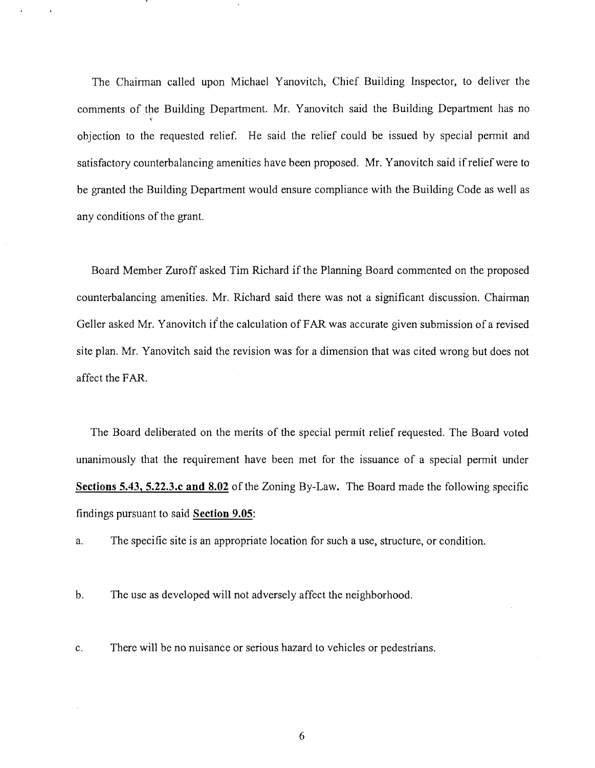The Chairman called upon Michael Yanovitch, Chief Building Inspector, to deliver the comments of the Building Department. Mr. Yanovitch said the Building Department has no objection to the requested relief. He said the relief could be issued by special permit and satisfactory counterbalancing amenities have been proposed. Mr. Yanovitch said if relief were to be granted the Building Department would ensure compliance with the Building Code as well as any conditions of the grant.

Board Member Zuroff asked Tim Richard if the Planning Board commented on the proposed counterbalancing amenities. Mr. Richard said there was not a significant discussion. Chairman Geller asked Mr. Yanovitch if the calculation of FAR was accurate given submission of a revised site plan. Mr. Yanovitch said the revision was for a dimension that was cited wrong but does not affect the FAR.

The Board deliberated on the merits of the special permit relief requested. The Board voted unanimously that the requirement have been met for the issuance of a special permit under **Sections 5.43, 5.22.3.c and 8.02** of the Zoning By-Law. The Board made the following specific findings pursuant to said **Section 9.05**:

a. The specific site is an appropriate location for such a use, structure, or condition.

b. The use as developed will not adversely affect the neighborhood.

c. There will be no nuisance or serious hazard to vehicles or pedestrians.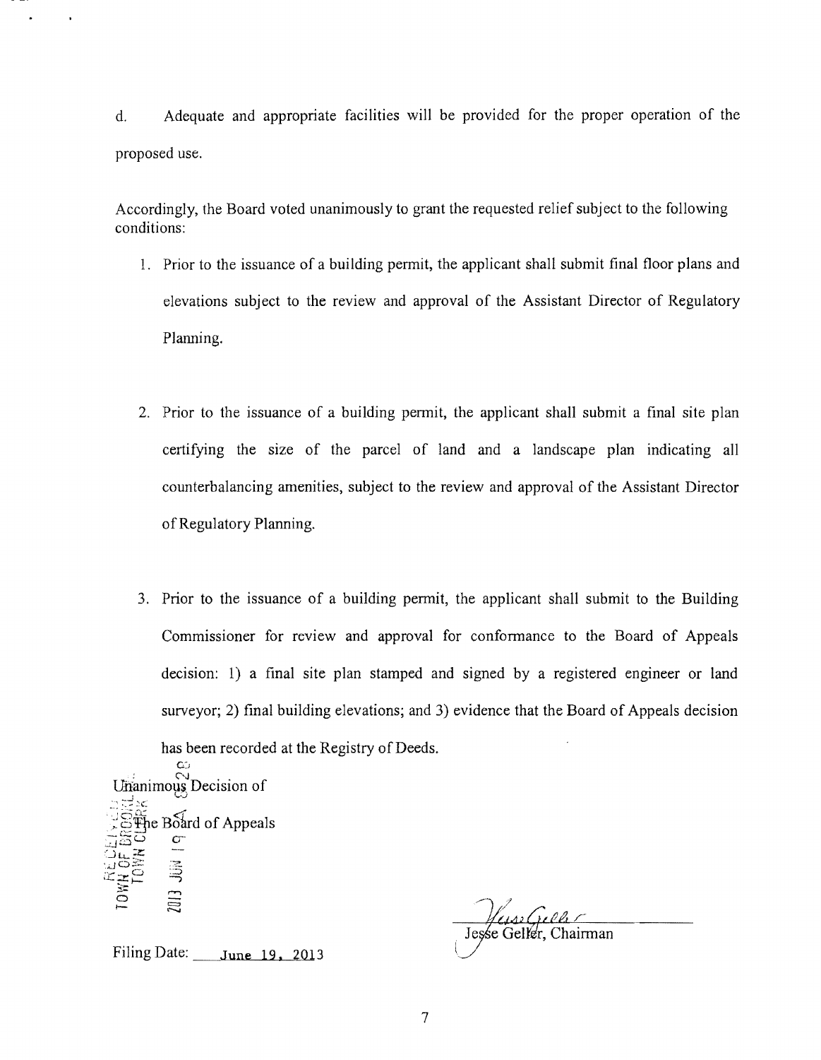d. Adequate and appropriate facilities will be provided for the proper operation of the proposed use.

Accordingly, the Board voted unanimously to grant the requested relief subject to the following conditions:

1. Prior to the issuance of a building permit, the applicant shall submit final floor plans and elevations subject to the review and approval of the Assistant Director of Regulatory Planning.

2. Prior to the issuance of a building permit, the applicant shall submit a final site plan certifying the size of the parcel of land and a landscape plan indicating all counterbalancing amenities, subject to the review and approval of the Assistant Director of Regulatory Planning.

3. Prior to the issuance of a building permit, the applicant shall submit to the Building Commissioner for review and approval for conformance to the Board of Appeals decision: 1) a final site plan stamped and signed by a registered engineer or land surveyor; 2) final building elevations; and 3) evidence that the Board of Appeals decision has been recorded at the Registry of Deeds.

Unanimous Decision of

The Board of Appeals

RECEIVED TOWN OF BROOKLINE TOWN CLERK 2013 JUN 19 A 9:28

Jesse Geller, Chairman

Filing Date: June 19, 2013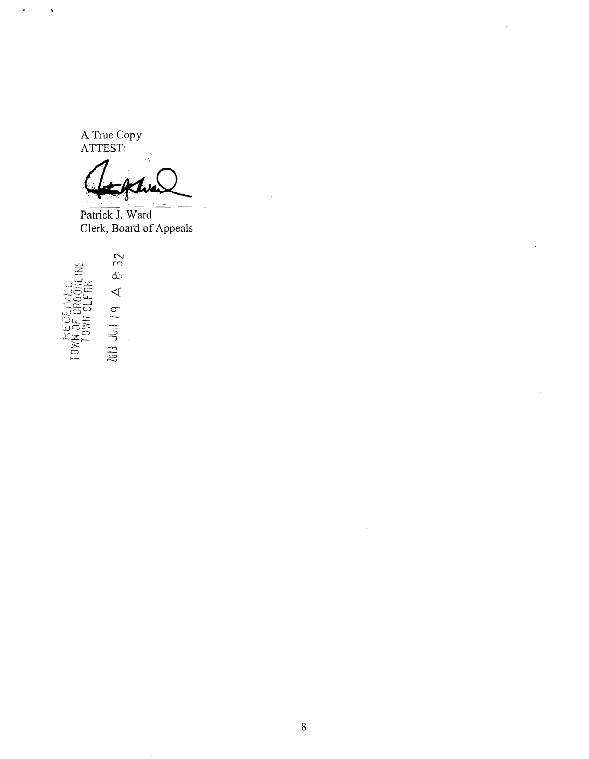A True Copy
ATTEST:

Patrick J. Ward
Clerk, Board of Appeals

RECEIVED
TOWN OF BROOKLINE
TOWN CLERK

2013 JUN 19 A 8: 32